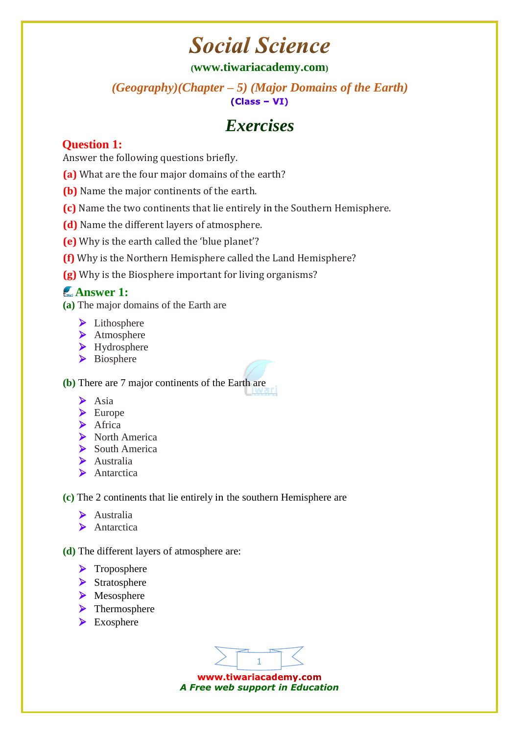# Social Science

(www.tiwariacademy.com)

*(Geography)(Chapter – 5) (Major Domains of the Earth)*

**(Class – VI)**

## Exercises

### Question 1:

Answer the following questions briefly.

**(a)** What are the four major domains of the earth?

**(b)** Name the major continents of the earth.

**(c)** Name the two continents that lie entirely in the Southern Hemisphere.

**(d)** Name the different layers of atmosphere.

**(e)** Why is the earth called the 'blue planet'?

**(f)** Why is the Northern Hemisphere called the Land Hemisphere?

**(g)** Why is the Biosphere important for living organisms?

### Answer 1:

**(a)** The major domains of the Earth are

- Lithosphere
- Atmosphere
- Hydrosphere
- Biosphere

**(b)** There are 7 major continents of the Earth are

- Asia
- Europe
- Africa
- North America
- South America
- Australia
- Antarctica

**(c)** The 2 continents that lie entirely in the southern Hemisphere are

- Australia
- Antarctica

**(d)** The different layers of atmosphere are:

- Troposphere
- Stratosphere
- Mesosphere
- Thermosphere
- Exosphere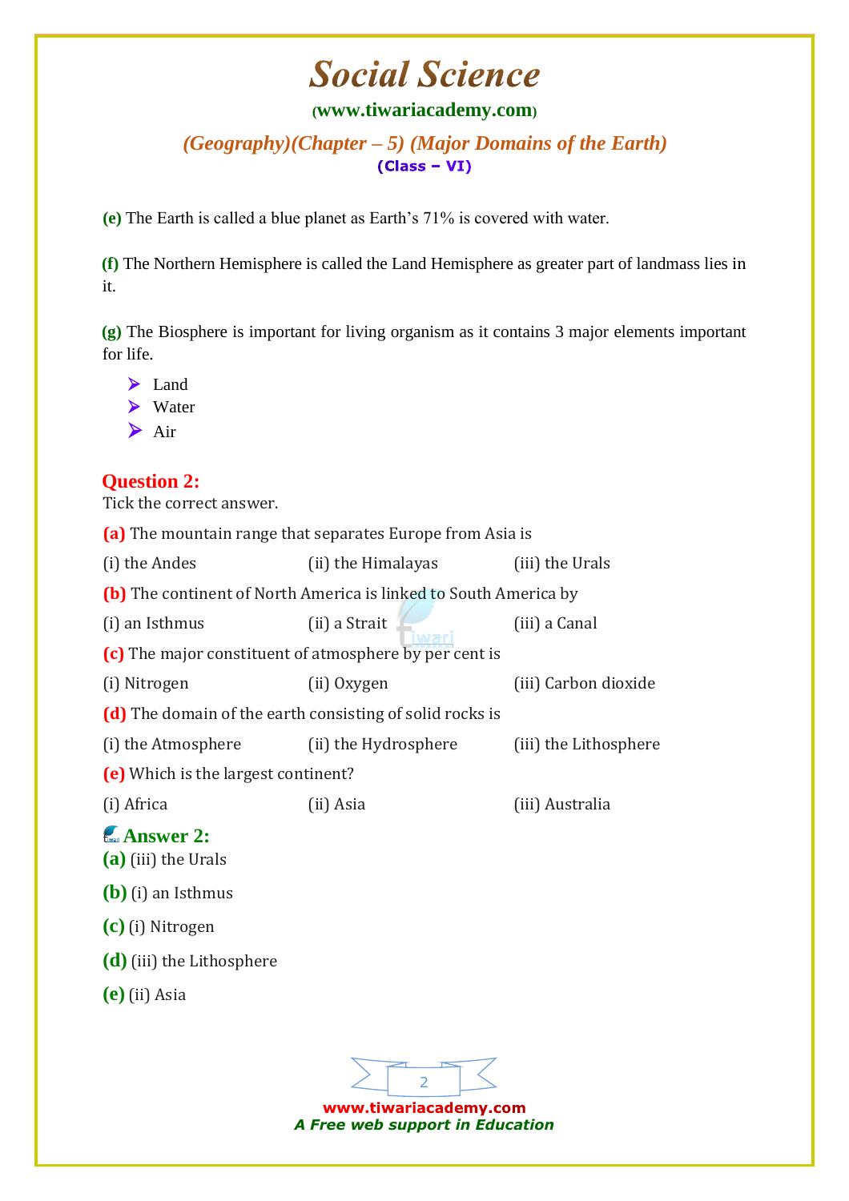**(e)** The Earth is called a blue planet as Earth's 71% is covered with water.

**(f)** The Northern Hemisphere is called the Land Hemisphere as greater part of landmass lies in it.

**(g)** The Biosphere is important for living organism as it contains 3 major elements important for life.

- Land
- Water
- Air

## Question 2:

Tick the correct answer.

**(a)** The mountain range that separates Europe from Asia is

(i) the Andes (ii) the Himalayas (iii) the Urals

**(b)** The continent of North America is linked to South America by

(i) an Isthmus (ii) a Strait (iii) a Canal

**(c)** The major constituent of atmosphere by per cent is

(i) Nitrogen (ii) Oxygen (iii) Carbon dioxide

**(d)** The domain of the earth consisting of solid rocks is

(i) the Atmosphere (ii) the Hydrosphere (iii) the Lithosphere

**(e)** Which is the largest continent?

(i) Africa (ii) Asia (iii) Australia

## Answer 2:

**(a)** (iii) the Urals

**(b)** (i) an Isthmus

**(c)** (i) Nitrogen

**(d)** (iii) the Lithosphere

**(e)** (ii) Asia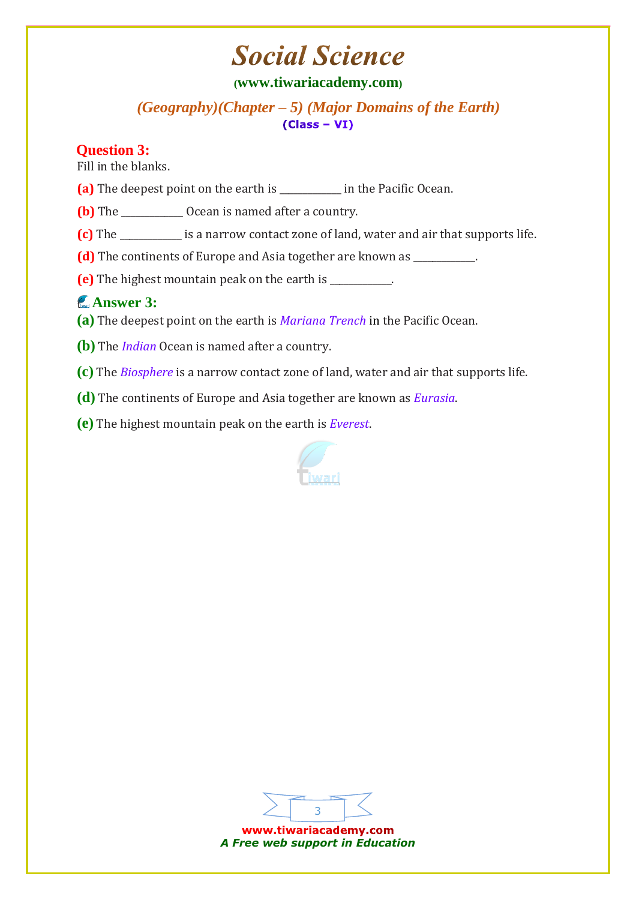# Social Science

(www.tiwariacademy.com)

## (Geography)(Chapter – 5) (Major Domains of the Earth)

**(Class – VI)**

### Question 3:

Fill in the blanks.

**(a)** The deepest point on the earth is ___________ in the Pacific Ocean.

**(b)** The ___________ Ocean is named after a country.

**(c)** The ___________ is a narrow contact zone of land, water and air that supports life.

**(d)** The continents of Europe and Asia together are known as ___________.

**(e)** The highest mountain peak on the earth is ___________.

### Answer 3:

**(a)** The deepest point on the earth is *Mariana Trench* in the Pacific Ocean.

**(b)** The *Indian* Ocean is named after a country.

**(c)** The *Biosphere* is a narrow contact zone of land, water and air that supports life.

**(d)** The continents of Europe and Asia together are known as *Eurasia*.

**(e)** The highest mountain peak on the earth is *Everest*.